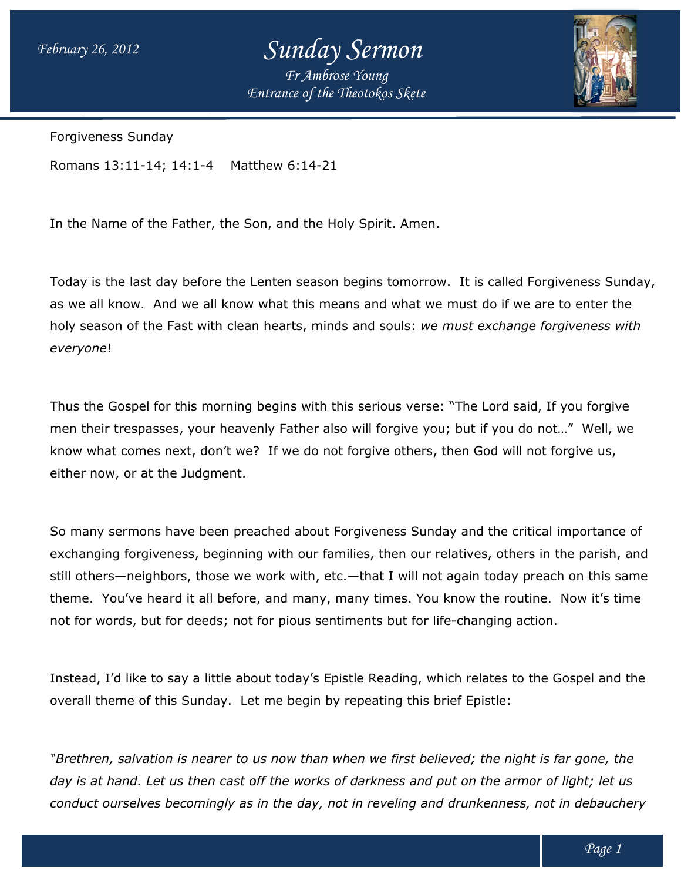# Sunday Sermon

*Fr Ambrose Young*
*Entrance of the Theotokos Skete*

February 26, 2012

Forgiveness Sunday

Romans 13:11-14; 14:1-4 Matthew 6:14-21

In the Name of the Father, the Son, and the Holy Spirit. Amen.

Today is the last day before the Lenten season begins tomorrow. It is called Forgiveness Sunday, as we all know. And we all know what this means and what we must do if we are to enter the holy season of the Fast with clean hearts, minds and souls: *we must exchange forgiveness with everyone*!

Thus the Gospel for this morning begins with this serious verse: "The Lord said, If you forgive men their trespasses, your heavenly Father also will forgive you; but if you do not…" Well, we know what comes next, don't we? If we do not forgive others, then God will not forgive us, either now, or at the Judgment.

So many sermons have been preached about Forgiveness Sunday and the critical importance of exchanging forgiveness, beginning with our families, then our relatives, others in the parish, and still others—neighbors, those we work with, etc.—that I will not again today preach on this same theme. You've heard it all before, and many, many times. You know the routine. Now it's time not for words, but for deeds; not for pious sentiments but for life-changing action.

Instead, I'd like to say a little about today's Epistle Reading, which relates to the Gospel and the overall theme of this Sunday. Let me begin by repeating this brief Epistle:

*"Brethren, salvation is nearer to us now than when we first believed; the night is far gone, the day is at hand. Let us then cast off the works of darkness and put on the armor of light; let us conduct ourselves becomingly as in the day, not in reveling and drunkenness, not in debauchery*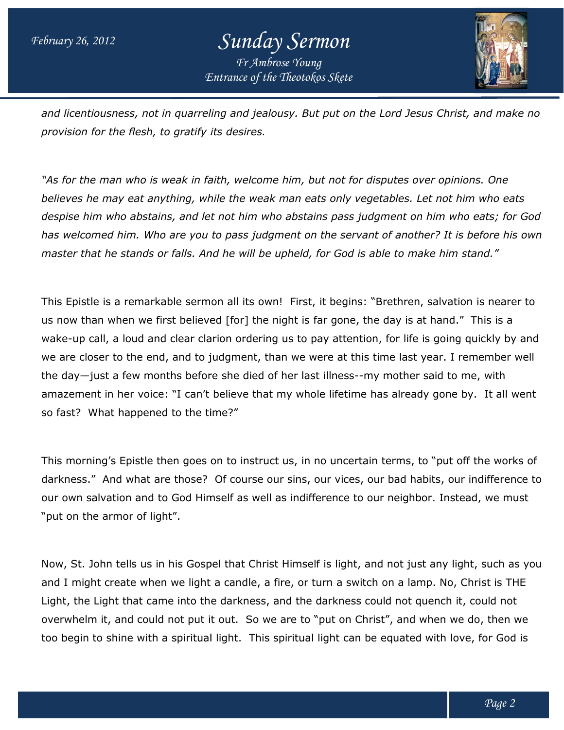*and licentiousness, not in quarreling and jealousy. But put on the Lord Jesus Christ, and make no provision for the flesh, to gratify its desires.*

*"As for the man who is weak in faith, welcome him, but not for disputes over opinions. One believes he may eat anything, while the weak man eats only vegetables. Let not him who eats despise him who abstains, and let not him who abstains pass judgment on him who eats; for God has welcomed him. Who are you to pass judgment on the servant of another? It is before his own master that he stands or falls. And he will be upheld, for God is able to make him stand."*

This Epistle is a remarkable sermon all its own! First, it begins: "Brethren, salvation is nearer to us now than when we first believed [for] the night is far gone, the day is at hand." This is a wake-up call, a loud and clear clarion ordering us to pay attention, for life is going quickly by and we are closer to the end, and to judgment, than we were at this time last year. I remember well the day—just a few months before she died of her last illness--my mother said to me, with amazement in her voice: "I can't believe that my whole lifetime has already gone by. It all went so fast? What happened to the time?"

This morning's Epistle then goes on to instruct us, in no uncertain terms, to "put off the works of darkness." And what are those? Of course our sins, our vices, our bad habits, our indifference to our own salvation and to God Himself as well as indifference to our neighbor. Instead, we must "put on the armor of light".

Now, St. John tells us in his Gospel that Christ Himself is light, and not just any light, such as you and I might create when we light a candle, a fire, or turn a switch on a lamp. No, Christ is THE Light, the Light that came into the darkness, and the darkness could not quench it, could not overwhelm it, and could not put it out. So we are to "put on Christ", and when we do, then we too begin to shine with a spiritual light. This spiritual light can be equated with love, for God is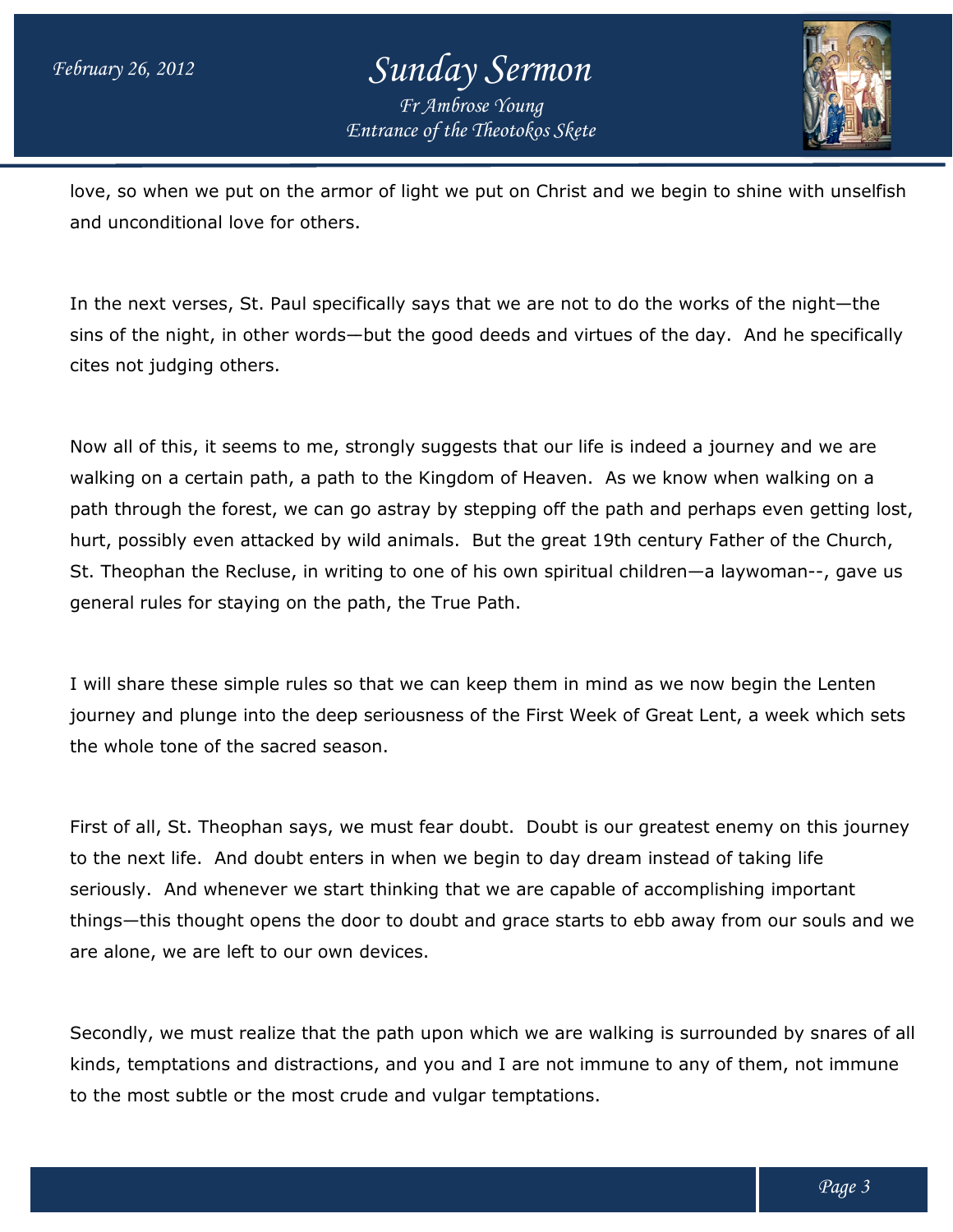love, so when we put on the armor of light we put on Christ and we begin to shine with unselfish and unconditional love for others.

In the next verses, St. Paul specifically says that we are not to do the works of the night—the sins of the night, in other words—but the good deeds and virtues of the day. And he specifically cites not judging others.

Now all of this, it seems to me, strongly suggests that our life is indeed a journey and we are walking on a certain path, a path to the Kingdom of Heaven. As we know when walking on a path through the forest, we can go astray by stepping off the path and perhaps even getting lost, hurt, possibly even attacked by wild animals. But the great 19th century Father of the Church, St. Theophan the Recluse, in writing to one of his own spiritual children—a laywoman--, gave us general rules for staying on the path, the True Path.

I will share these simple rules so that we can keep them in mind as we now begin the Lenten journey and plunge into the deep seriousness of the First Week of Great Lent, a week which sets the whole tone of the sacred season.

First of all, St. Theophan says, we must fear doubt. Doubt is our greatest enemy on this journey to the next life. And doubt enters in when we begin to day dream instead of taking life seriously. And whenever we start thinking that we are capable of accomplishing important things—this thought opens the door to doubt and grace starts to ebb away from our souls and we are alone, we are left to our own devices.

Secondly, we must realize that the path upon which we are walking is surrounded by snares of all kinds, temptations and distractions, and you and I are not immune to any of them, not immune to the most subtle or the most crude and vulgar temptations.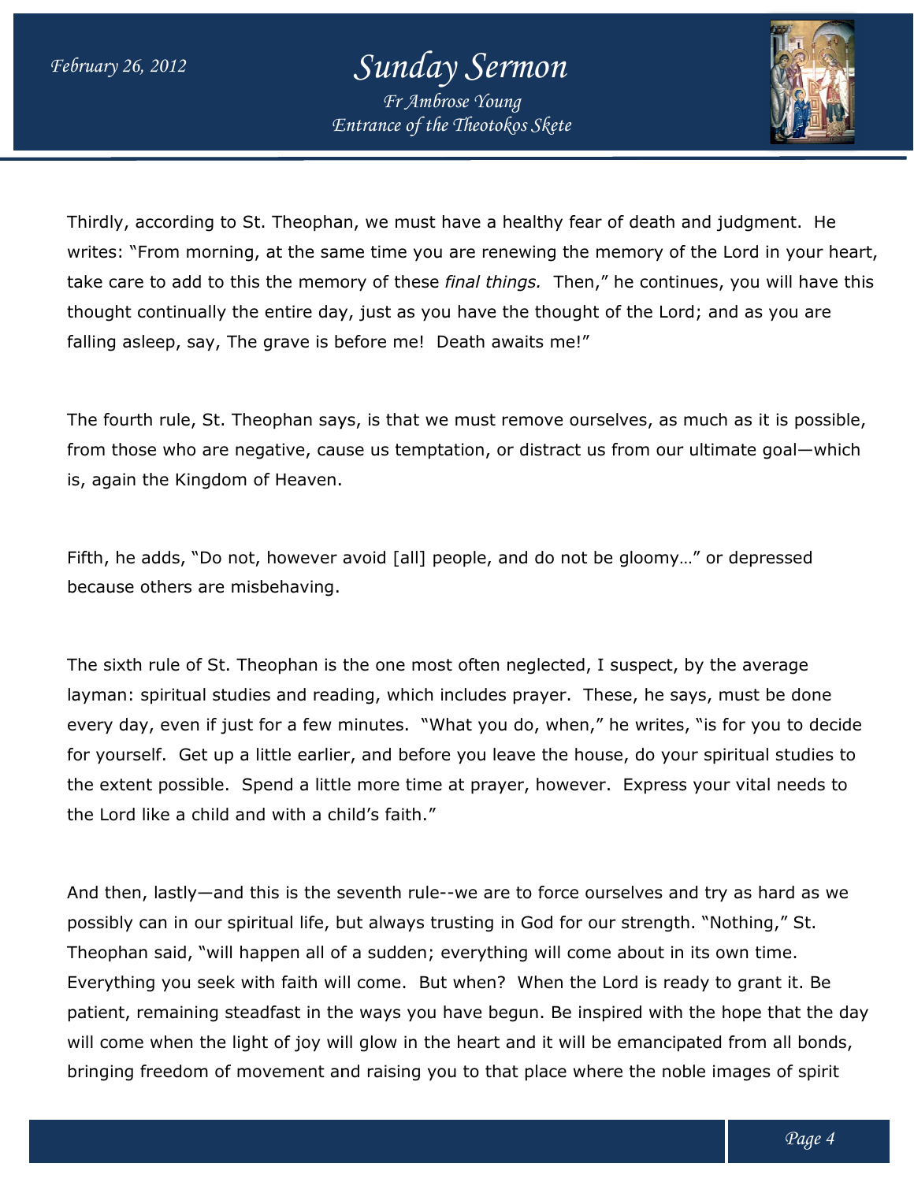Thirdly, according to St. Theophan, we must have a healthy fear of death and judgment. He writes: "From morning, at the same time you are renewing the memory of the Lord in your heart, take care to add to this the memory of these *final things.* Then," he continues, you will have this thought continually the entire day, just as you have the thought of the Lord; and as you are falling asleep, say, The grave is before me! Death awaits me!"

The fourth rule, St. Theophan says, is that we must remove ourselves, as much as it is possible, from those who are negative, cause us temptation, or distract us from our ultimate goal—which is, again the Kingdom of Heaven.

Fifth, he adds, "Do not, however avoid [all] people, and do not be gloomy…" or depressed because others are misbehaving.

The sixth rule of St. Theophan is the one most often neglected, I suspect, by the average layman: spiritual studies and reading, which includes prayer. These, he says, must be done every day, even if just for a few minutes. "What you do, when," he writes, "is for you to decide for yourself. Get up a little earlier, and before you leave the house, do your spiritual studies to the extent possible. Spend a little more time at prayer, however. Express your vital needs to the Lord like a child and with a child's faith."

And then, lastly—and this is the seventh rule--we are to force ourselves and try as hard as we possibly can in our spiritual life, but always trusting in God for our strength. "Nothing," St. Theophan said, "will happen all of a sudden; everything will come about in its own time. Everything you seek with faith will come. But when? When the Lord is ready to grant it. Be patient, remaining steadfast in the ways you have begun. Be inspired with the hope that the day will come when the light of joy will glow in the heart and it will be emancipated from all bonds, bringing freedom of movement and raising you to that place where the noble images of spirit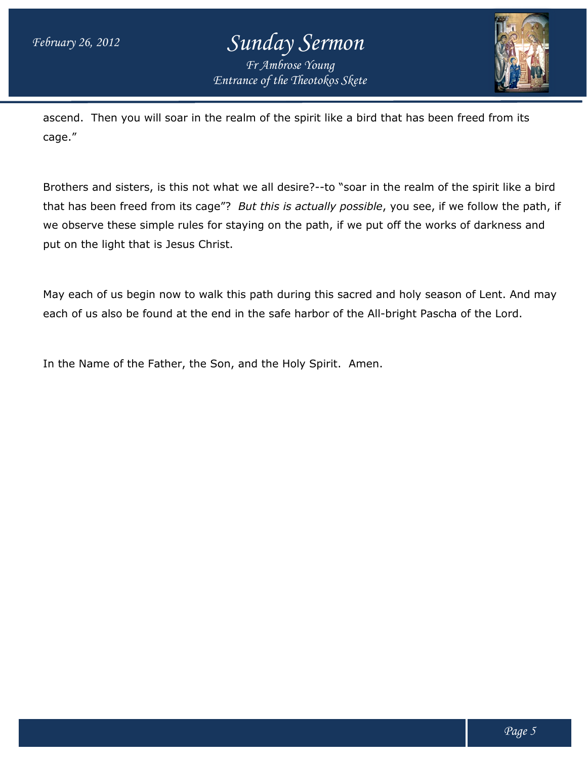ascend.  Then you will soar in the realm of the spirit like a bird that has been freed from its cage."

Brothers and sisters, is this not what we all desire?--to "soar in the realm of the spirit like a bird that has been freed from its cage"?  *But this is actually possible*, you see, if we follow the path, if we observe these simple rules for staying on the path, if we put off the works of darkness and put on the light that is Jesus Christ.

May each of us begin now to walk this path during this sacred and holy season of Lent. And may each of us also be found at the end in the safe harbor of the All-bright Pascha of the Lord.

In the Name of the Father, the Son, and the Holy Spirit.  Amen.